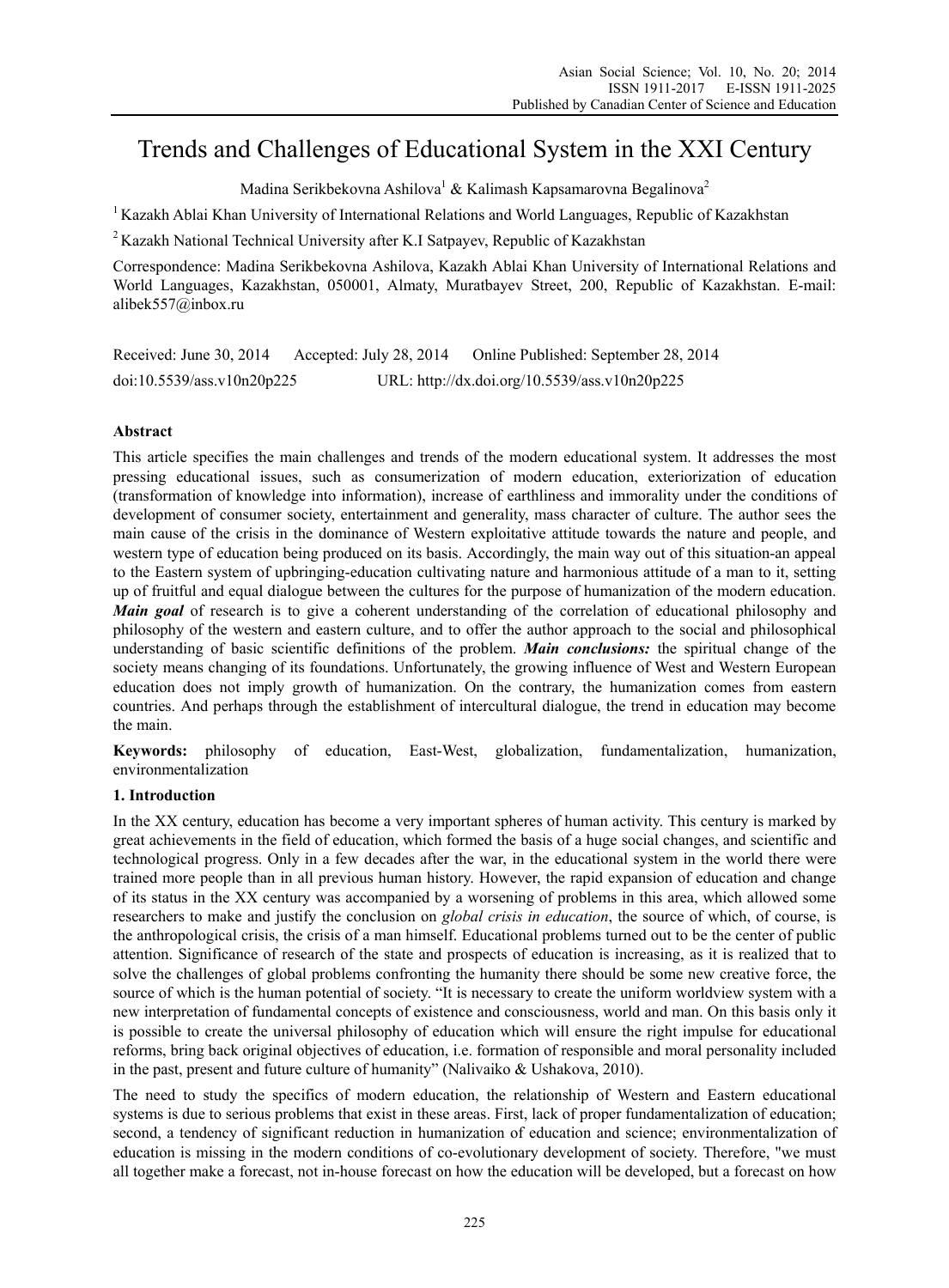# Trends and Challenges of Educational System in the XXI Century

Madina Serikbekovna Ashilova[1] & Kalimash Kapsamarovna Begalinova[2]

[1] Kazakh Ablai Khan University of International Relations and World Languages, Republic of Kazakhstan

[2] Kazakh National Technical University after K.I Satpayev, Republic of Kazakhstan

Correspondence: Madina Serikbekovna Ashilova, Kazakh Ablai Khan University of International Relations and World Languages, Kazakhstan, 050001, Almaty, Muratbayev Street, 200, Republic of Kazakhstan. E-mail: alibek557@inbox.ru

Received: June 30, 2014    Accepted: July 28, 2014    Online Published: September 28, 2014

doi:10.5539/ass.v10n20p225    URL: http://dx.doi.org/10.5539/ass.v10n20p225

## Abstract

This article specifies the main challenges and trends of the modern educational system. It addresses the most pressing educational issues, such as consumerization of modern education, exteriorization of education (transformation of knowledge into information), increase of earthliness and immorality under the conditions of development of consumer society, entertainment and generality, mass character of culture. The author sees the main cause of the crisis in the dominance of Western exploitative attitude towards the nature and people, and western type of education being produced on its basis. Accordingly, the main way out of this situation-an appeal to the Eastern system of upbringing-education cultivating nature and harmonious attitude of a man to it, setting up of fruitful and equal dialogue between the cultures for the purpose of humanization of the modern education. ***Main goal*** of research is to give a coherent understanding of the correlation of educational philosophy and philosophy of the western and eastern culture, and to offer the author approach to the social and philosophical understanding of basic scientific definitions of the problem. ***Main conclusions:*** the spiritual change of the society means changing of its foundations. Unfortunately, the growing influence of West and Western European education does not imply growth of humanization. On the contrary, the humanization comes from eastern countries. And perhaps through the establishment of intercultural dialogue, the trend in education may become the main.

**Keywords:** philosophy of education, East-West, globalization, fundamentalization, humanization, environmentalization

## 1. Introduction

In the XX century, education has become a very important spheres of human activity. This century is marked by great achievements in the field of education, which formed the basis of a huge social changes, and scientific and technological progress. Only in a few decades after the war, in the educational system in the world there were trained more people than in all previous human history. However, the rapid expansion of education and change of its status in the XX century was accompanied by a worsening of problems in this area, which allowed some researchers to make and justify the conclusion on *global crisis in education*, the source of which, of course, is the anthropological crisis, the crisis of a man himself. Educational problems turned out to be the center of public attention. Significance of research of the state and prospects of education is increasing, as it is realized that to solve the challenges of global problems confronting the humanity there should be some new creative force, the source of which is the human potential of society. "It is necessary to create the uniform worldview system with a new interpretation of fundamental concepts of existence and consciousness, world and man. On this basis only it is possible to create the universal philosophy of education which will ensure the right impulse for educational reforms, bring back original objectives of education, i.e. formation of responsible and moral personality included in the past, present and future culture of humanity" (Nalivaiko & Ushakova, 2010).

The need to study the specifics of modern education, the relationship of Western and Eastern educational systems is due to serious problems that exist in these areas. First, lack of proper fundamentalization of education; second, a tendency of significant reduction in humanization of education and science; environmentalization of education is missing in the modern conditions of co-evolutionary development of society. Therefore, "we must all together make a forecast, not in-house forecast on how the education will be developed, but a forecast on how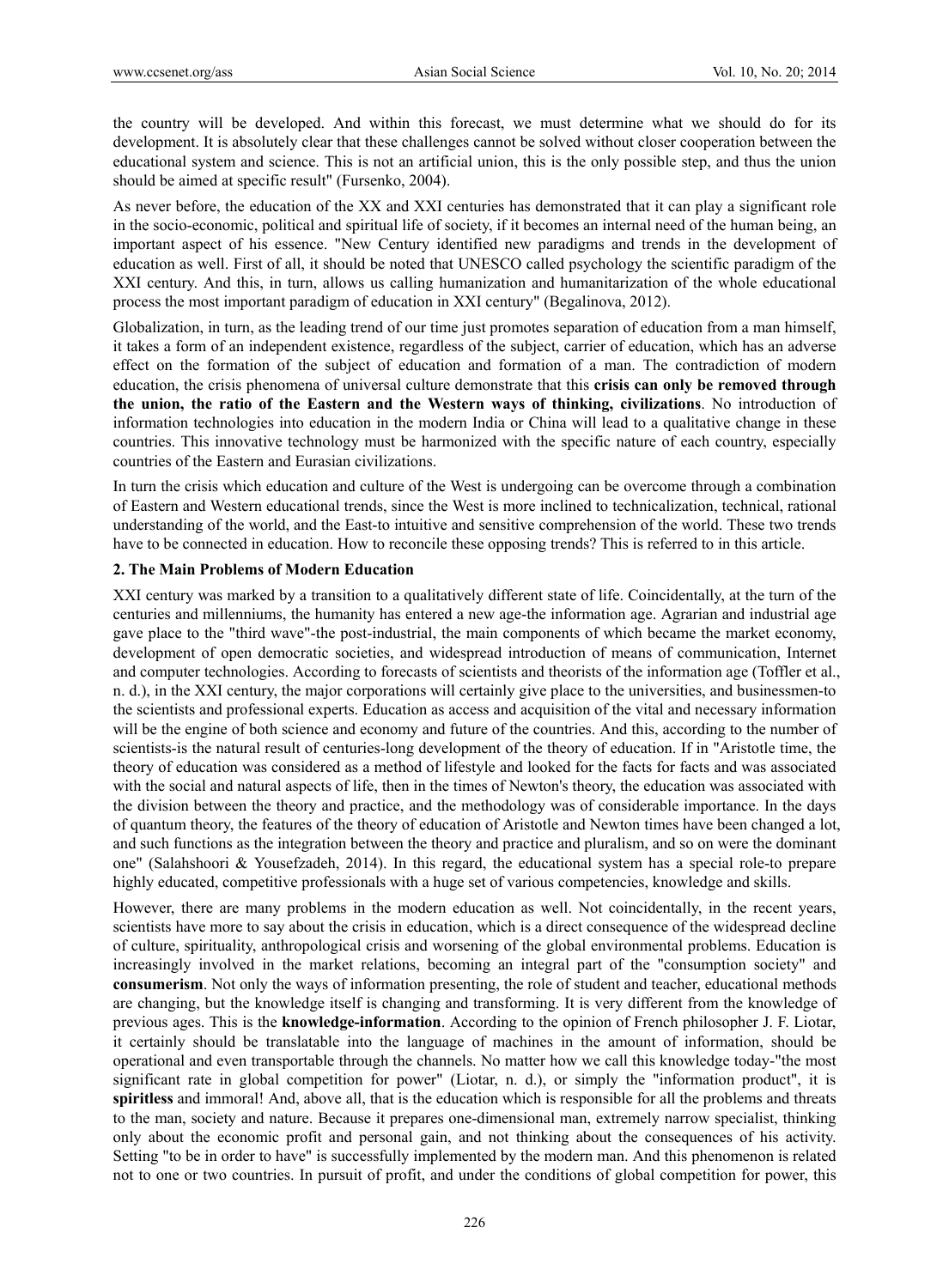the country will be developed. And within this forecast, we must determine what we should do for its development. It is absolutely clear that these challenges cannot be solved without closer cooperation between the educational system and science. This is not an artificial union, this is the only possible step, and thus the union should be aimed at specific result" (Fursenko, 2004).

As never before, the education of the XX and XXI centuries has demonstrated that it can play a significant role in the socio-economic, political and spiritual life of society, if it becomes an internal need of the human being, an important aspect of his essence. "New Century identified new paradigms and trends in the development of education as well. First of all, it should be noted that UNESCO called psychology the scientific paradigm of the XXI century. And this, in turn, allows us calling humanization and humanitarization of the whole educational process the most important paradigm of education in XXI century" (Begalinova, 2012).

Globalization, in turn, as the leading trend of our time just promotes separation of education from a man himself, it takes a form of an independent existence, regardless of the subject, carrier of education, which has an adverse effect on the formation of the subject of education and formation of a man. The contradiction of modern education, the crisis phenomena of universal culture demonstrate that this **crisis can only be removed through the union, the ratio of the Eastern and the Western ways of thinking, civilizations**. No introduction of information technologies into education in the modern India or China will lead to a qualitative change in these countries. This innovative technology must be harmonized with the specific nature of each country, especially countries of the Eastern and Eurasian civilizations.

In turn the crisis which education and culture of the West is undergoing can be overcome through a combination of Eastern and Western educational trends, since the West is more inclined to technicalization, technical, rational understanding of the world, and the East-to intuitive and sensitive comprehension of the world. These two trends have to be connected in education. How to reconcile these opposing trends? This is referred to in this article.

## 2. The Main Problems of Modern Education

XXI century was marked by a transition to a qualitatively different state of life. Coincidentally, at the turn of the centuries and millenniums, the humanity has entered a new age-the information age. Agrarian and industrial age gave place to the "third wave"-the post-industrial, the main components of which became the market economy, development of open democratic societies, and widespread introduction of means of communication, Internet and computer technologies. According to forecasts of scientists and theorists of the information age (Toffler et al., n. d.), in the XXI century, the major corporations will certainly give place to the universities, and businessmen-to the scientists and professional experts. Education as access and acquisition of the vital and necessary information will be the engine of both science and economy and future of the countries. And this, according to the number of scientists-is the natural result of centuries-long development of the theory of education. If in "Aristotle time, the theory of education was considered as a method of lifestyle and looked for the facts for facts and was associated with the social and natural aspects of life, then in the times of Newton's theory, the education was associated with the division between the theory and practice, and the methodology was of considerable importance. In the days of quantum theory, the features of the theory of education of Aristotle and Newton times have been changed a lot, and such functions as the integration between the theory and practice and pluralism, and so on were the dominant one" (Salahshoori & Yousefzadeh, 2014). In this regard, the educational system has a special role-to prepare highly educated, competitive professionals with a huge set of various competencies, knowledge and skills.

However, there are many problems in the modern education as well. Not coincidentally, in the recent years, scientists have more to say about the crisis in education, which is a direct consequence of the widespread decline of culture, spirituality, anthropological crisis and worsening of the global environmental problems. Education is increasingly involved in the market relations, becoming an integral part of the "consumption society" and **consumerism**. Not only the ways of information presenting, the role of student and teacher, educational methods are changing, but the knowledge itself is changing and transforming. It is very different from the knowledge of previous ages. This is the **knowledge-information**. According to the opinion of French philosopher J. F. Liotar, it certainly should be translatable into the language of machines in the amount of information, should be operational and even transportable through the channels. No matter how we call this knowledge today-"the most significant rate in global competition for power" (Liotar, n. d.), or simply the "information product", it is **spiritless** and immoral! And, above all, that is the education which is responsible for all the problems and threats to the man, society and nature. Because it prepares one-dimensional man, extremely narrow specialist, thinking only about the economic profit and personal gain, and not thinking about the consequences of his activity. Setting "to be in order to have" is successfully implemented by the modern man. And this phenomenon is related not to one or two countries. In pursuit of profit, and under the conditions of global competition for power, this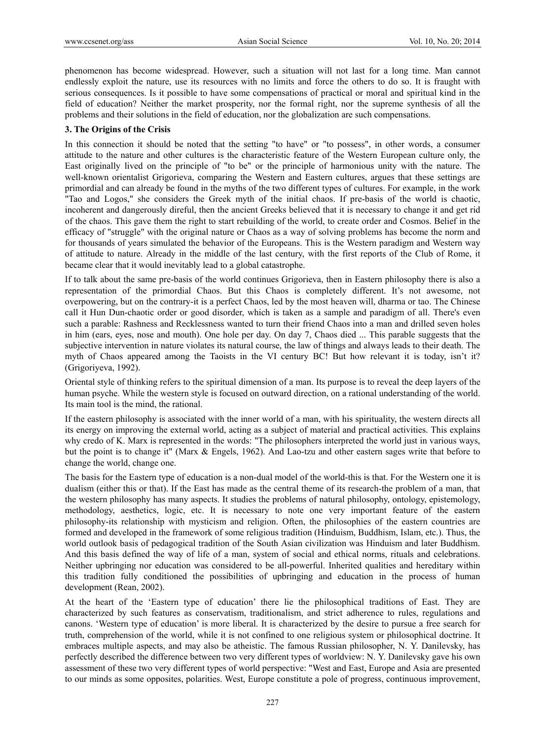phenomenon has become widespread. However, such a situation will not last for a long time. Man cannot endlessly exploit the nature, use its resources with no limits and force the others to do so. It is fraught with serious consequences. Is it possible to have some compensations of practical or moral and spiritual kind in the field of education? Neither the market prosperity, nor the formal right, nor the supreme synthesis of all the problems and their solutions in the field of education, nor the globalization are such compensations.

### 3. The Origins of the Crisis

In this connection it should be noted that the setting "to have" or "to possess", in other words, a consumer attitude to the nature and other cultures is the characteristic feature of the Western European culture only, the East originally lived on the principle of "to be" or the principle of harmonious unity with the nature. The well-known orientalist Grigorieva, comparing the Western and Eastern cultures, argues that these settings are primordial and can already be found in the myths of the two different types of cultures. For example, in the work "Tao and Logos," she considers the Greek myth of the initial chaos. If pre-basis of the world is chaotic, incoherent and dangerously direful, then the ancient Greeks believed that it is necessary to change it and get rid of the chaos. This gave them the right to start rebuilding of the world, to create order and Cosmos. Belief in the efficacy of "struggle" with the original nature or Chaos as a way of solving problems has become the norm and for thousands of years simulated the behavior of the Europeans. This is the Western paradigm and Western way of attitude to nature. Already in the middle of the last century, with the first reports of the Club of Rome, it became clear that it would inevitably lead to a global catastrophe.

If to talk about the same pre-basis of the world continues Grigorieva, then in Eastern philosophy there is also a representation of the primordial Chaos. But this Chaos is completely different. It's not awesome, not overpowering, but on the contrary-it is a perfect Chaos, led by the most heaven will, dharma or tao. The Chinese call it Hun Dun-chaotic order or good disorder, which is taken as a sample and paradigm of all. There's even such a parable: Rashness and Recklessness wanted to turn their friend Chaos into a man and drilled seven holes in him (ears, eyes, nose and mouth). One hole per day. On day 7, Chaos died ... This parable suggests that the subjective intervention in nature violates its natural course, the law of things and always leads to their death. The myth of Chaos appeared among the Taoists in the VI century BC! But how relevant it is today, isn't it? (Grigoriyeva, 1992).

Oriental style of thinking refers to the spiritual dimension of a man. Its purpose is to reveal the deep layers of the human psyche. While the western style is focused on outward direction, on a rational understanding of the world. Its main tool is the mind, the rational.

If the eastern philosophy is associated with the inner world of a man, with his spirituality, the western directs all its energy on improving the external world, acting as a subject of material and practical activities. This explains why credo of K. Marx is represented in the words: "The philosophers interpreted the world just in various ways, but the point is to change it" (Marx & Engels, 1962). And Lao-tzu and other eastern sages write that before to change the world, change one.

The basis for the Eastern type of education is a non-dual model of the world-this is that. For the Western one it is dualism (either this or that). If the East has made as the central theme of its research-the problem of a man, that the western philosophy has many aspects. It studies the problems of natural philosophy, ontology, epistemology, methodology, aesthetics, logic, etc. It is necessary to note one very important feature of the eastern philosophy-its relationship with mysticism and religion. Often, the philosophies of the eastern countries are formed and developed in the framework of some religious tradition (Hinduism, Buddhism, Islam, etc.). Thus, the world outlook basis of pedagogical tradition of the South Asian civilization was Hinduism and later Buddhism. And this basis defined the way of life of a man, system of social and ethical norms, rituals and celebrations. Neither upbringing nor education was considered to be all-powerful. Inherited qualities and hereditary within this tradition fully conditioned the possibilities of upbringing and education in the process of human development (Rean, 2002).

At the heart of the 'Eastern type of education' there lie the philosophical traditions of East. They are characterized by such features as conservatism, traditionalism, and strict adherence to rules, regulations and canons. 'Western type of education' is more liberal. It is characterized by the desire to pursue a free search for truth, comprehension of the world, while it is not confined to one religious system or philosophical doctrine. It embraces multiple aspects, and may also be atheistic. The famous Russian philosopher, N. Y. Danilevsky, has perfectly described the difference between two very different types of worldview: N. Y. Danilevsky gave his own assessment of these two very different types of world perspective: "West and East, Europe and Asia are presented to our minds as some opposites, polarities. West, Europe constitute a pole of progress, continuous improvement,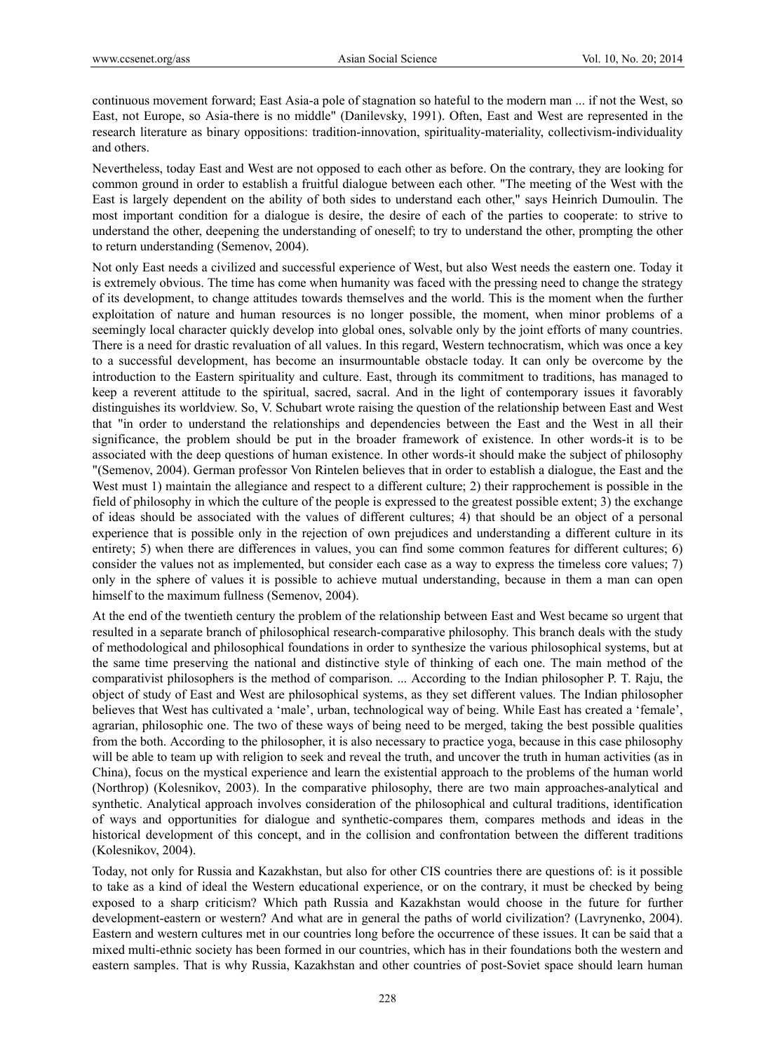continuous movement forward; East Asia-a pole of stagnation so hateful to the modern man ... if not the West, so East, not Europe, so Asia-there is no middle" (Danilevsky, 1991). Often, East and West are represented in the research literature as binary oppositions: tradition-innovation, spirituality-materiality, collectivism-individuality and others.

Nevertheless, today East and West are not opposed to each other as before. On the contrary, they are looking for common ground in order to establish a fruitful dialogue between each other. "The meeting of the West with the East is largely dependent on the ability of both sides to understand each other," says Heinrich Dumoulin. The most important condition for a dialogue is desire, the desire of each of the parties to cooperate: to strive to understand the other, deepening the understanding of oneself; to try to understand the other, prompting the other to return understanding (Semenov, 2004).

Not only East needs a civilized and successful experience of West, but also West needs the eastern one. Today it is extremely obvious. The time has come when humanity was faced with the pressing need to change the strategy of its development, to change attitudes towards themselves and the world. This is the moment when the further exploitation of nature and human resources is no longer possible, the moment, when minor problems of a seemingly local character quickly develop into global ones, solvable only by the joint efforts of many countries. There is a need for drastic revaluation of all values. In this regard, Western technocratism, which was once a key to a successful development, has become an insurmountable obstacle today. It can only be overcome by the introduction to the Eastern spirituality and culture. East, through its commitment to traditions, has managed to keep a reverent attitude to the spiritual, sacred, sacral. And in the light of contemporary issues it favorably distinguishes its worldview. So, V. Schubart wrote raising the question of the relationship between East and West that "in order to understand the relationships and dependencies between the East and the West in all their significance, the problem should be put in the broader framework of existence. In other words-it is to be associated with the deep questions of human existence. In other words-it should make the subject of philosophy "(Semenov, 2004). German professor Von Rintelen believes that in order to establish a dialogue, the East and the West must 1) maintain the allegiance and respect to a different culture; 2) their rapprochement is possible in the field of philosophy in which the culture of the people is expressed to the greatest possible extent; 3) the exchange of ideas should be associated with the values of different cultures; 4) that should be an object of a personal experience that is possible only in the rejection of own prejudices and understanding a different culture in its entirety; 5) when there are differences in values, you can find some common features for different cultures; 6) consider the values not as implemented, but consider each case as a way to express the timeless core values; 7) only in the sphere of values it is possible to achieve mutual understanding, because in them a man can open himself to the maximum fullness (Semenov, 2004).

At the end of the twentieth century the problem of the relationship between East and West became so urgent that resulted in a separate branch of philosophical research-comparative philosophy. This branch deals with the study of methodological and philosophical foundations in order to synthesize the various philosophical systems, but at the same time preserving the national and distinctive style of thinking of each one. The main method of the comparativist philosophers is the method of comparison. ... According to the Indian philosopher P. T. Raju, the object of study of East and West are philosophical systems, as they set different values. The Indian philosopher believes that West has cultivated a 'male', urban, technological way of being. While East has created a 'female', agrarian, philosophic one. The two of these ways of being need to be merged, taking the best possible qualities from the both. According to the philosopher, it is also necessary to practice yoga, because in this case philosophy will be able to team up with religion to seek and reveal the truth, and uncover the truth in human activities (as in China), focus on the mystical experience and learn the existential approach to the problems of the human world (Northrop) (Kolesnikov, 2003). In the comparative philosophy, there are two main approaches-analytical and synthetic. Analytical approach involves consideration of the philosophical and cultural traditions, identification of ways and opportunities for dialogue and synthetic-compares them, compares methods and ideas in the historical development of this concept, and in the collision and confrontation between the different traditions (Kolesnikov, 2004).

Today, not only for Russia and Kazakhstan, but also for other CIS countries there are questions of: is it possible to take as a kind of ideal the Western educational experience, or on the contrary, it must be checked by being exposed to a sharp criticism? Which path Russia and Kazakhstan would choose in the future for further development-eastern or western? And what are in general the paths of world civilization? (Lavrynenko, 2004). Eastern and western cultures met in our countries long before the occurrence of these issues. It can be said that a mixed multi-ethnic society has been formed in our countries, which has in their foundations both the western and eastern samples. That is why Russia, Kazakhstan and other countries of post-Soviet space should learn human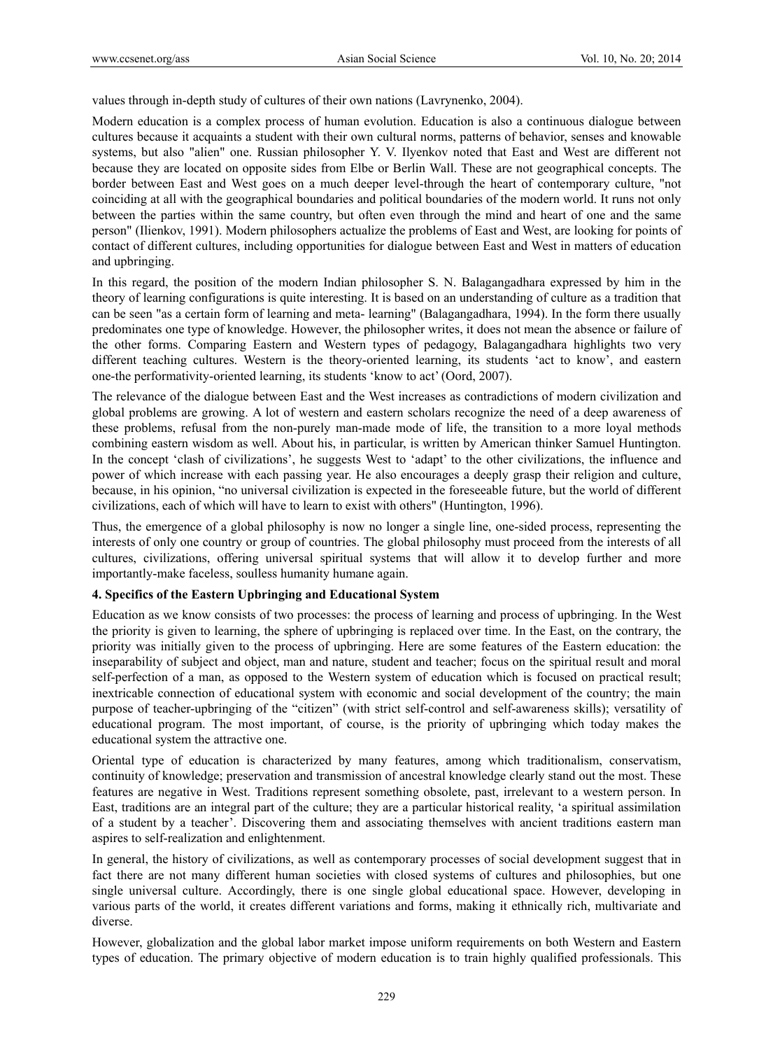values through in-depth study of cultures of their own nations (Lavrynenko, 2004).

Modern education is a complex process of human evolution. Education is also a continuous dialogue between cultures because it acquaints a student with their own cultural norms, patterns of behavior, senses and knowable systems, but also "alien" one. Russian philosopher Y. V. Ilyenkov noted that East and West are different not because they are located on opposite sides from Elbe or Berlin Wall. These are not geographical concepts. The border between East and West goes on a much deeper level-through the heart of contemporary culture, "not coinciding at all with the geographical boundaries and political boundaries of the modern world. It runs not only between the parties within the same country, but often even through the mind and heart of one and the same person" (Ilienkov, 1991). Modern philosophers actualize the problems of East and West, are looking for points of contact of different cultures, including opportunities for dialogue between East and West in matters of education and upbringing.

In this regard, the position of the modern Indian philosopher S. N. Balagangadhara expressed by him in the theory of learning configurations is quite interesting. It is based on an understanding of culture as a tradition that can be seen "as a certain form of learning and meta- learning" (Balagangadhara, 1994). In the form there usually predominates one type of knowledge. However, the philosopher writes, it does not mean the absence or failure of the other forms. Comparing Eastern and Western types of pedagogy, Balagangadhara highlights two very different teaching cultures. Western is the theory-oriented learning, its students 'act to know', and eastern one-the performativity-oriented learning, its students 'know to act' (Oord, 2007).

The relevance of the dialogue between East and the West increases as contradictions of modern civilization and global problems are growing. A lot of western and eastern scholars recognize the need of a deep awareness of these problems, refusal from the non-purely man-made mode of life, the transition to a more loyal methods combining eastern wisdom as well. About his, in particular, is written by American thinker Samuel Huntington. In the concept 'clash of civilizations', he suggests West to 'adapt' to the other civilizations, the influence and power of which increase with each passing year. He also encourages a deeply grasp their religion and culture, because, in his opinion, "no universal civilization is expected in the foreseeable future, but the world of different civilizations, each of which will have to learn to exist with others" (Huntington, 1996).

Thus, the emergence of a global philosophy is now no longer a single line, one-sided process, representing the interests of only one country or group of countries. The global philosophy must proceed from the interests of all cultures, civilizations, offering universal spiritual systems that will allow it to develop further and more importantly-make faceless, soulless humanity humane again.

### 4. Specifics of the Eastern Upbringing and Educational System

Education as we know consists of two processes: the process of learning and process of upbringing. In the West the priority is given to learning, the sphere of upbringing is replaced over time. In the East, on the contrary, the priority was initially given to the process of upbringing. Here are some features of the Eastern education: the inseparability of subject and object, man and nature, student and teacher; focus on the spiritual result and moral self-perfection of a man, as opposed to the Western system of education which is focused on practical result; inextricable connection of educational system with economic and social development of the country; the main purpose of teacher-upbringing of the "citizen" (with strict self-control and self-awareness skills); versatility of educational program. The most important, of course, is the priority of upbringing which today makes the educational system the attractive one.

Oriental type of education is characterized by many features, among which traditionalism, conservatism, continuity of knowledge; preservation and transmission of ancestral knowledge clearly stand out the most. These features are negative in West. Traditions represent something obsolete, past, irrelevant to a western person. In East, traditions are an integral part of the culture; they are a particular historical reality, 'a spiritual assimilation of a student by a teacher'. Discovering them and associating themselves with ancient traditions eastern man aspires to self-realization and enlightenment.

In general, the history of civilizations, as well as contemporary processes of social development suggest that in fact there are not many different human societies with closed systems of cultures and philosophies, but one single universal culture. Accordingly, there is one single global educational space. However, developing in various parts of the world, it creates different variations and forms, making it ethnically rich, multivariate and diverse.

However, globalization and the global labor market impose uniform requirements on both Western and Eastern types of education. The primary objective of modern education is to train highly qualified professionals. This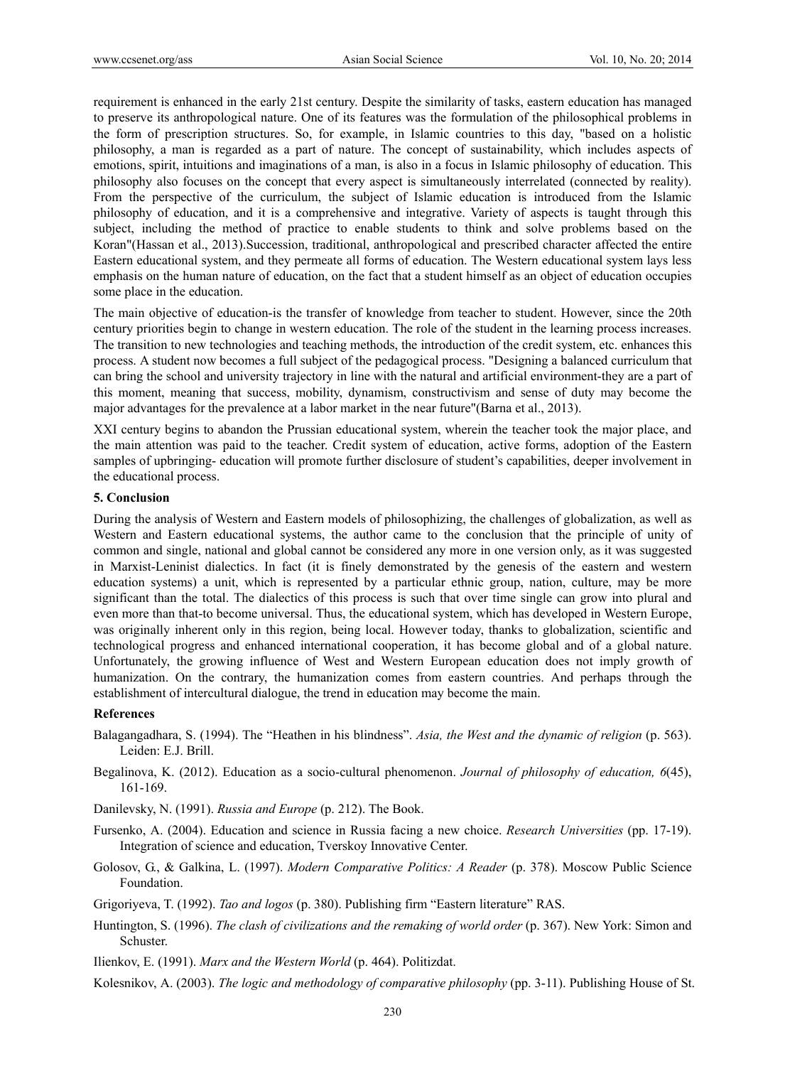requirement is enhanced in the early 21st century. Despite the similarity of tasks, eastern education has managed to preserve its anthropological nature. One of its features was the formulation of the philosophical problems in the form of prescription structures. So, for example, in Islamic countries to this day, "based on a holistic philosophy, a man is regarded as a part of nature. The concept of sustainability, which includes aspects of emotions, spirit, intuitions and imaginations of a man, is also in a focus in Islamic philosophy of education. This philosophy also focuses on the concept that every aspect is simultaneously interrelated (connected by reality). From the perspective of the curriculum, the subject of Islamic education is introduced from the Islamic philosophy of education, and it is a comprehensive and integrative. Variety of aspects is taught through this subject, including the method of practice to enable students to think and solve problems based on the Koran"(Hassan et al., 2013).Succession, traditional, anthropological and prescribed character affected the entire Eastern educational system, and they permeate all forms of education. The Western educational system lays less emphasis on the human nature of education, on the fact that a student himself as an object of education occupies some place in the education.

The main objective of education-is the transfer of knowledge from teacher to student. However, since the 20th century priorities begin to change in western education. The role of the student in the learning process increases. The transition to new technologies and teaching methods, the introduction of the credit system, etc. enhances this process. A student now becomes a full subject of the pedagogical process. "Designing a balanced curriculum that can bring the school and university trajectory in line with the natural and artificial environment-they are a part of this moment, meaning that success, mobility, dynamism, constructivism and sense of duty may become the major advantages for the prevalence at a labor market in the near future"(Barna et al., 2013).

XXI century begins to abandon the Prussian educational system, wherein the teacher took the major place, and the main attention was paid to the teacher. Credit system of education, active forms, adoption of the Eastern samples of upbringing- education will promote further disclosure of student's capabilities, deeper involvement in the educational process.

## 5. Conclusion

During the analysis of Western and Eastern models of philosophizing, the challenges of globalization, as well as Western and Eastern educational systems, the author came to the conclusion that the principle of unity of common and single, national and global cannot be considered any more in one version only, as it was suggested in Marxist-Leninist dialectics. In fact (it is finely demonstrated by the genesis of the eastern and western education systems) a unit, which is represented by a particular ethnic group, nation, culture, may be more significant than the total. The dialectics of this process is such that over time single can grow into plural and even more than that-to become universal. Thus, the educational system, which has developed in Western Europe, was originally inherent only in this region, being local. However today, thanks to globalization, scientific and technological progress and enhanced international cooperation, it has become global and of a global nature. Unfortunately, the growing influence of West and Western European education does not imply growth of humanization. On the contrary, the humanization comes from eastern countries. And perhaps through the establishment of intercultural dialogue, the trend in education may become the main.

## References

Balagangadhara, S. (1994). The "Heathen in his blindness". *Asia, the West and the dynamic of religion* (p. 563). Leiden: E.J. Brill.

Begalinova, K. (2012). Education as a socio-cultural phenomenon. *Journal of philosophy of education, 6*(45), 161-169.

Danilevsky, N. (1991). *Russia and Europe* (p. 212). The Book.

Fursenko, A. (2004). Education and science in Russia facing a new choice. *Research Universities* (pp. 17-19). Integration of science and education, Tverskoy Innovative Center.

Golosov, G., & Galkina, L. (1997). *Modern Comparative Politics: A Reader* (p. 378). Moscow Public Science Foundation.

Grigoriyeva, T. (1992). *Tao and logos* (p. 380). Publishing firm "Eastern literature" RAS.

Huntington, S. (1996). *The clash of civilizations and the remaking of world order* (p. 367). New York: Simon and Schuster.

Ilienkov, E. (1991). *Marx and the Western World* (p. 464). Politizdat.

Kolesnikov, A. (2003). *The logic and methodology of comparative philosophy* (pp. 3-11). Publishing House of St.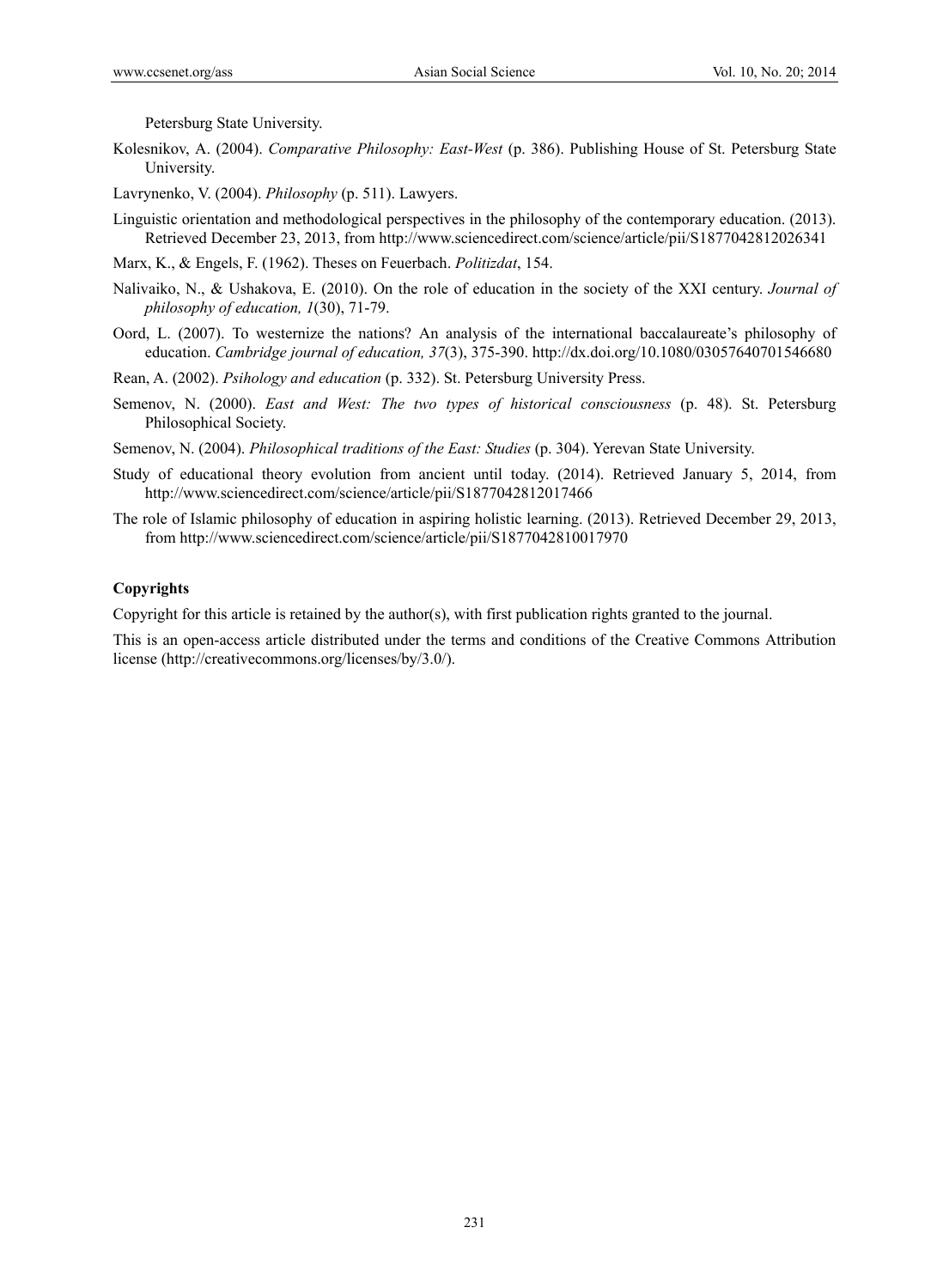Petersburg State University.

Kolesnikov, A. (2004). *Comparative Philosophy: East-West* (p. 386). Publishing House of St. Petersburg State University.

Lavrynenko, V. (2004). *Philosophy* (p. 511). Lawyers.

Linguistic orientation and methodological perspectives in the philosophy of the contemporary education. (2013). Retrieved December 23, 2013, from http://www.sciencedirect.com/science/article/pii/S1877042812026341

Marx, K., & Engels, F. (1962). Theses on Feuerbach. *Politizdat*, 154.

Nalivaiko, N., & Ushakova, E. (2010). On the role of education in the society of the XXI century. *Journal of philosophy of education, 1*(30), 71-79.

Oord, L. (2007). To westernize the nations? An analysis of the international baccalaureate's philosophy of education. *Cambridge journal of education, 37*(3), 375-390. http://dx.doi.org/10.1080/03057640701546680

Rean, A. (2002). *Psihology and education* (p. 332). St. Petersburg University Press.

Semenov, N. (2000). *East and West: The two types of historical consciousness* (p. 48). St. Petersburg Philosophical Society.

Semenov, N. (2004). *Philosophical traditions of the East: Studies* (p. 304). Yerevan State University.

Study of educational theory evolution from ancient until today. (2014). Retrieved January 5, 2014, from http://www.sciencedirect.com/science/article/pii/S1877042812017466

The role of Islamic philosophy of education in aspiring holistic learning. (2013). Retrieved December 29, 2013, from http://www.sciencedirect.com/science/article/pii/S1877042810017970

**Copyrights**

Copyright for this article is retained by the author(s), with first publication rights granted to the journal.

This is an open-access article distributed under the terms and conditions of the Creative Commons Attribution license (http://creativecommons.org/licenses/by/3.0/).